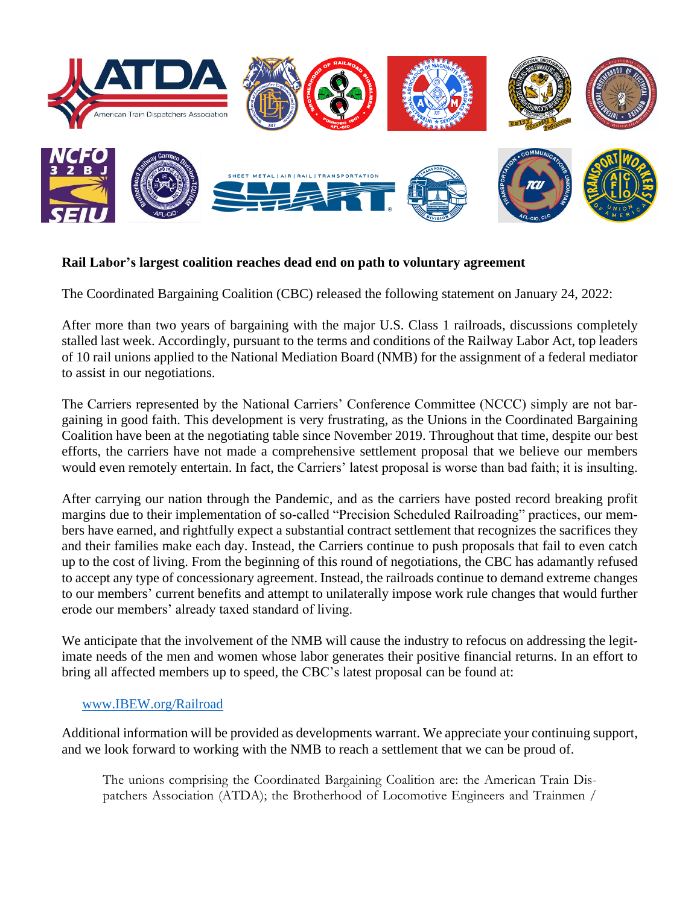**Rail Labor's largest coalition reaches dead end on path to voluntary agreement**

The Coordinated Bargaining Coalition (CBC) released the following statement on January 24, 2022:

After more than two years of bargaining with the major U.S. Class 1 railroads, discussions completely stalled last week. Accordingly, pursuant to the terms and conditions of the Railway Labor Act, top leaders of 10 rail unions applied to the National Mediation Board (NMB) for the assignment of a federal mediator to assist in our negotiations.

The Carriers represented by the National Carriers' Conference Committee (NCCC) simply are not bargaining in good faith. This development is very frustrating, as the Unions in the Coordinated Bargaining Coalition have been at the negotiating table since November 2019. Throughout that time, despite our best efforts, the carriers have not made a comprehensive settlement proposal that we believe our members would even remotely entertain. In fact, the Carriers' latest proposal is worse than bad faith; it is insulting.

After carrying our nation through the Pandemic, and as the carriers have posted record breaking profit margins due to their implementation of so-called "Precision Scheduled Railroading" practices, our members have earned, and rightfully expect a substantial contract settlement that recognizes the sacrifices they and their families make each day. Instead, the Carriers continue to push proposals that fail to even catch up to the cost of living. From the beginning of this round of negotiations, the CBC has adamantly refused to accept any type of concessionary agreement. Instead, the railroads continue to demand extreme changes to our members' current benefits and attempt to unilaterally impose work rule changes that would further erode our members' already taxed standard of living.

We anticipate that the involvement of the NMB will cause the industry to refocus on addressing the legitimate needs of the men and women whose labor generates their positive financial returns. In an effort to bring all affected members up to speed, the CBC's latest proposal can be found at:

www.IBEW.org/Railroad

Additional information will be provided as developments warrant. We appreciate your continuing support, and we look forward to working with the NMB to reach a settlement that we can be proud of.

The unions comprising the Coordinated Bargaining Coalition are: the American Train Dispatchers Association (ATDA); the Brotherhood of Locomotive Engineers and Trainmen /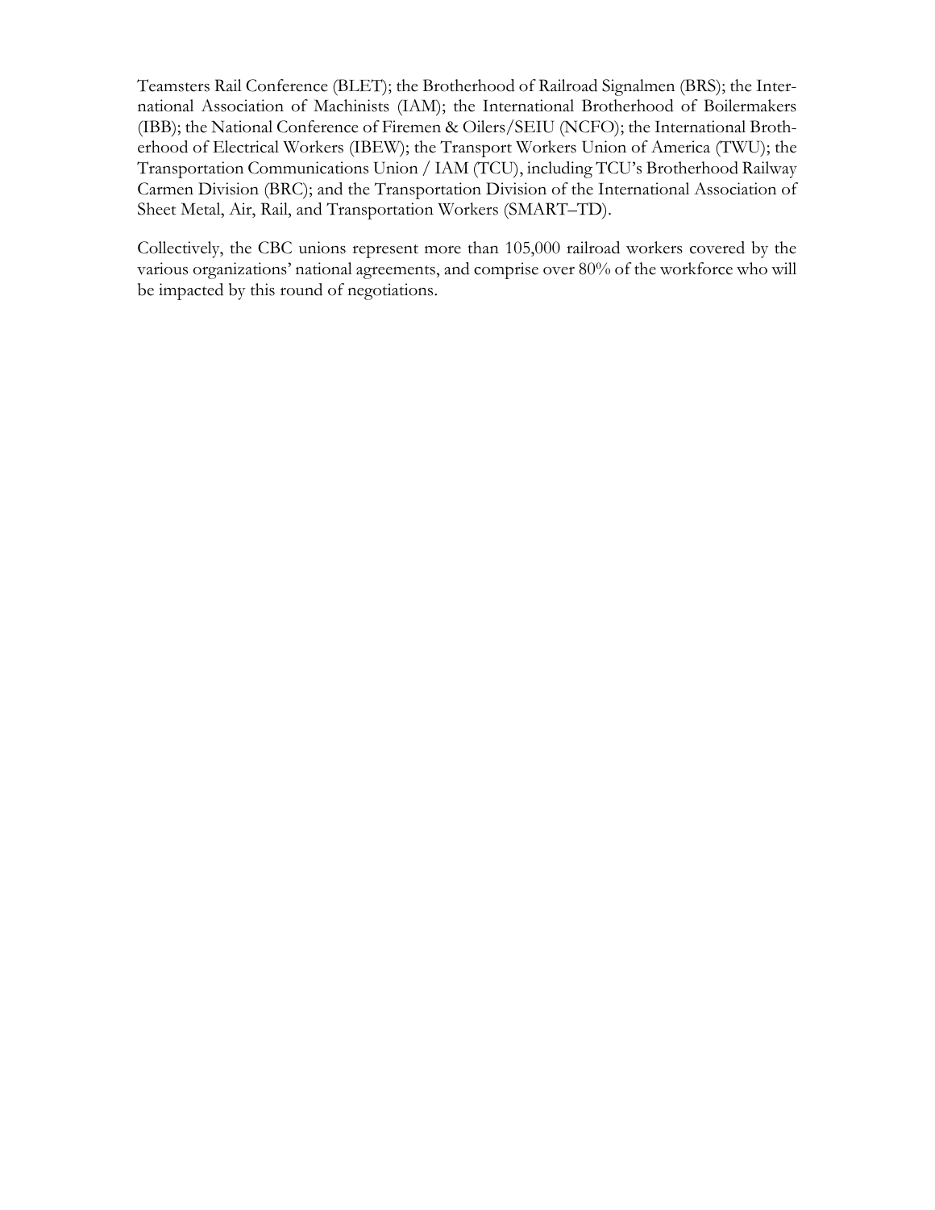Teamsters Rail Conference (BLET); the Brotherhood of Railroad Signalmen (BRS); the International Association of Machinists (IAM); the International Brotherhood of Boilermakers (IBB); the National Conference of Firemen & Oilers/SEIU (NCFO); the International Brotherhood of Electrical Workers (IBEW); the Transport Workers Union of America (TWU); the Transportation Communications Union / IAM (TCU), including TCU's Brotherhood Railway Carmen Division (BRC); and the Transportation Division of the International Association of Sheet Metal, Air, Rail, and Transportation Workers (SMART–TD).

Collectively, the CBC unions represent more than 105,000 railroad workers covered by the various organizations' national agreements, and comprise over 80% of the workforce who will be impacted by this round of negotiations.